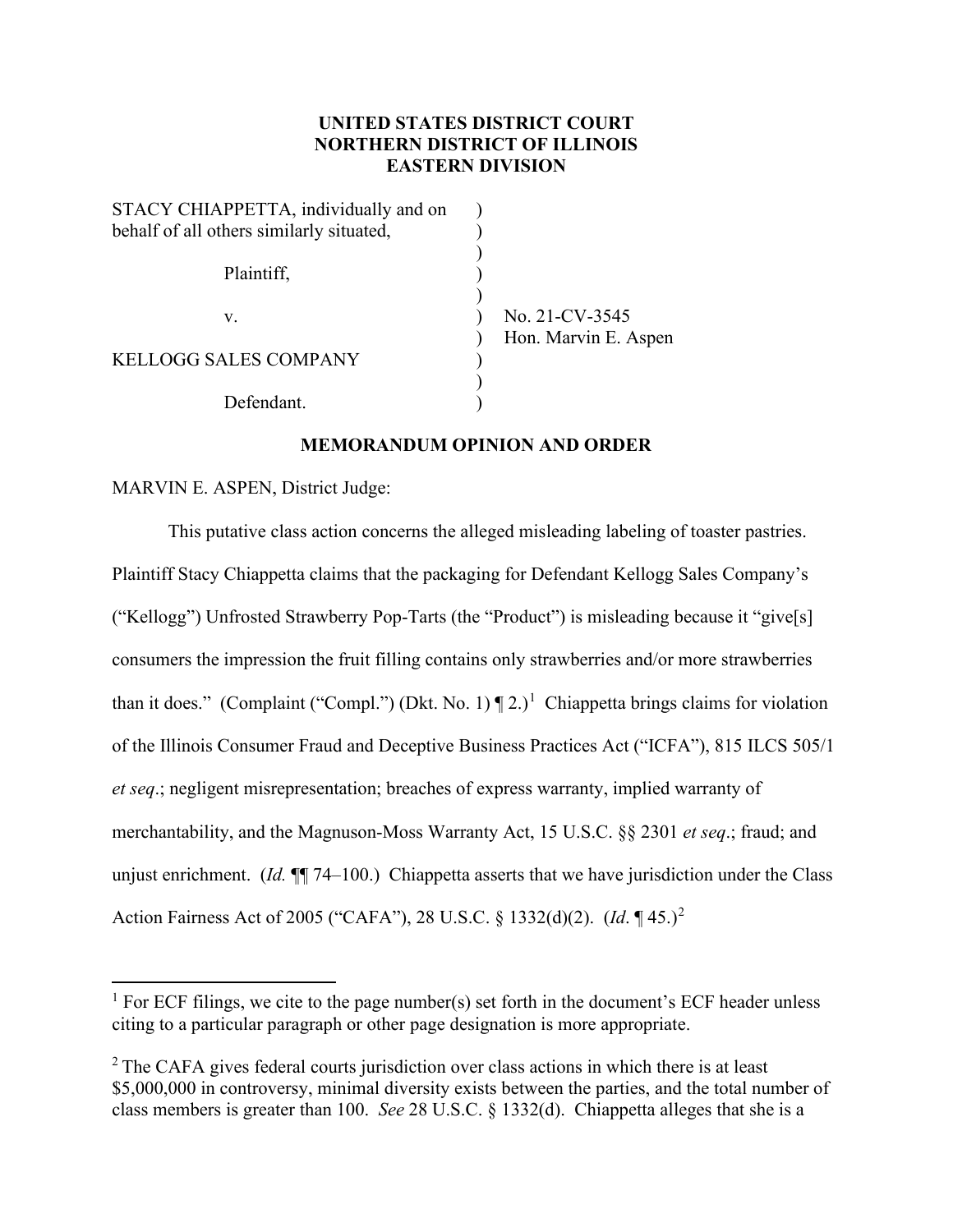**UNITED STATES DISTRICT COURT**
**NORTHERN DISTRICT OF ILLINOIS**
**EASTERN DIVISION**

| | | |
|---|---|---|
| STACY CHIAPPETTA, individually and on behalf of all others similarly situated, | ) | |
| Plaintiff, | ) | |
| v. | ) | No. 21-CV-3545 |
| | ) | Hon. Marvin E. Aspen |
| KELLOGG SALES COMPANY | ) | |
| Defendant. | ) | |

**MEMORANDUM OPINION AND ORDER**

MARVIN E. ASPEN, District Judge:

This putative class action concerns the alleged misleading labeling of toaster pastries. Plaintiff Stacy Chiappetta claims that the packaging for Defendant Kellogg Sales Company's ("Kellogg") Unfrosted Strawberry Pop-Tarts (the "Product") is misleading because it "give[s] consumers the impression the fruit filling contains only strawberries and/or more strawberries than it does." (Complaint ("Compl.") (Dkt. No. 1) ¶ 2.)[1] Chiappetta brings claims for violation of the Illinois Consumer Fraud and Deceptive Business Practices Act ("ICFA"), 815 ILCS 505/1 *et seq*.; negligent misrepresentation; breaches of express warranty, implied warranty of merchantability, and the Magnuson-Moss Warranty Act, 15 U.S.C. §§ 2301 *et seq*.; fraud; and unjust enrichment. (*Id.* ¶¶ 74–100.) Chiappetta asserts that we have jurisdiction under the Class Action Fairness Act of 2005 ("CAFA"), 28 U.S.C. § 1332(d)(2). (*Id*. ¶ 45.)[2]

---

[1] For ECF filings, we cite to the page number(s) set forth in the document's ECF header unless citing to a particular paragraph or other page designation is more appropriate.

[2] The CAFA gives federal courts jurisdiction over class actions in which there is at least $5,000,000 in controversy, minimal diversity exists between the parties, and the total number of class members is greater than 100. *See* 28 U.S.C. § 1332(d). Chiappetta alleges that she is a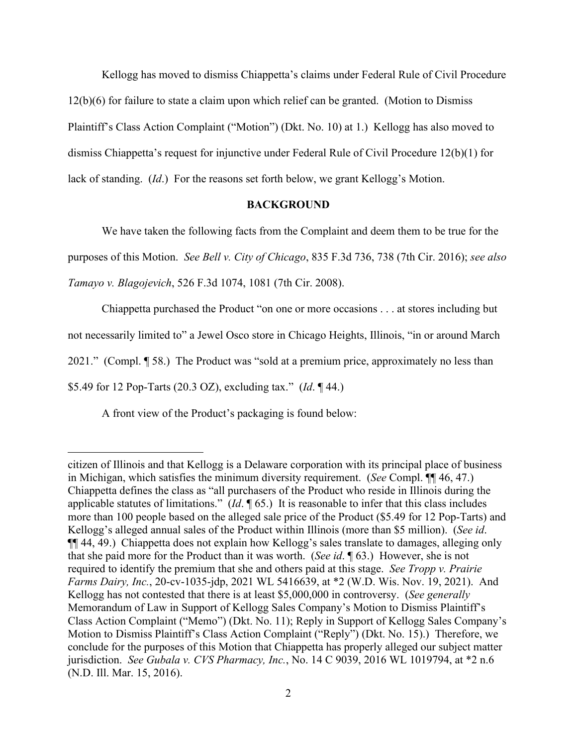Kellogg has moved to dismiss Chiappetta's claims under Federal Rule of Civil Procedure 12(b)(6) for failure to state a claim upon which relief can be granted. (Motion to Dismiss Plaintiff's Class Action Complaint ("Motion") (Dkt. No. 10) at 1.) Kellogg has also moved to dismiss Chiappetta's request for injunctive under Federal Rule of Civil Procedure 12(b)(1) for lack of standing. (*Id*.) For the reasons set forth below, we grant Kellogg's Motion.

## BACKGROUND

We have taken the following facts from the Complaint and deem them to be true for the purposes of this Motion. *See Bell v. City of Chicago*, 835 F.3d 736, 738 (7th Cir. 2016); *see also Tamayo v. Blagojevich*, 526 F.3d 1074, 1081 (7th Cir. 2008).

Chiappetta purchased the Product "on one or more occasions . . . at stores including but not necessarily limited to" a Jewel Osco store in Chicago Heights, Illinois, "in or around March 2021." (Compl. ¶ 58.) The Product was "sold at a premium price, approximately no less than $5.49 for 12 Pop-Tarts (20.3 OZ), excluding tax." (*Id*. ¶ 44.)

A front view of the Product's packaging is found below:

---

citizen of Illinois and that Kellogg is a Delaware corporation with its principal place of business in Michigan, which satisfies the minimum diversity requirement. (*See* Compl. ¶¶ 46, 47.) Chiappetta defines the class as "all purchasers of the Product who reside in Illinois during the applicable statutes of limitations." (*Id*. ¶ 65.) It is reasonable to infer that this class includes more than 100 people based on the alleged sale price of the Product ($5.49 for 12 Pop-Tarts) and Kellogg's alleged annual sales of the Product within Illinois (more than $5 million). (*See id*. ¶¶ 44, 49.) Chiappetta does not explain how Kellogg's sales translate to damages, alleging only that she paid more for the Product than it was worth. (*See id*. ¶ 63.) However, she is not required to identify the premium that she and others paid at this stage. *See Tropp v. Prairie Farms Dairy, Inc.*, 20-cv-1035-jdp, 2021 WL 5416639, at *2 (W.D. Wis. Nov. 19, 2021). And Kellogg has not contested that there is at least $5,000,000 in controversy. (*See generally* Memorandum of Law in Support of Kellogg Sales Company's Motion to Dismiss Plaintiff's Class Action Complaint ("Memo") (Dkt. No. 11); Reply in Support of Kellogg Sales Company's Motion to Dismiss Plaintiff's Class Action Complaint ("Reply") (Dkt. No. 15).) Therefore, we conclude for the purposes of this Motion that Chiappetta has properly alleged our subject matter jurisdiction. *See Gubala v. CVS Pharmacy, Inc.*, No. 14 C 9039, 2016 WL 1019794, at *2 n.6 (N.D. Ill. Mar. 15, 2016).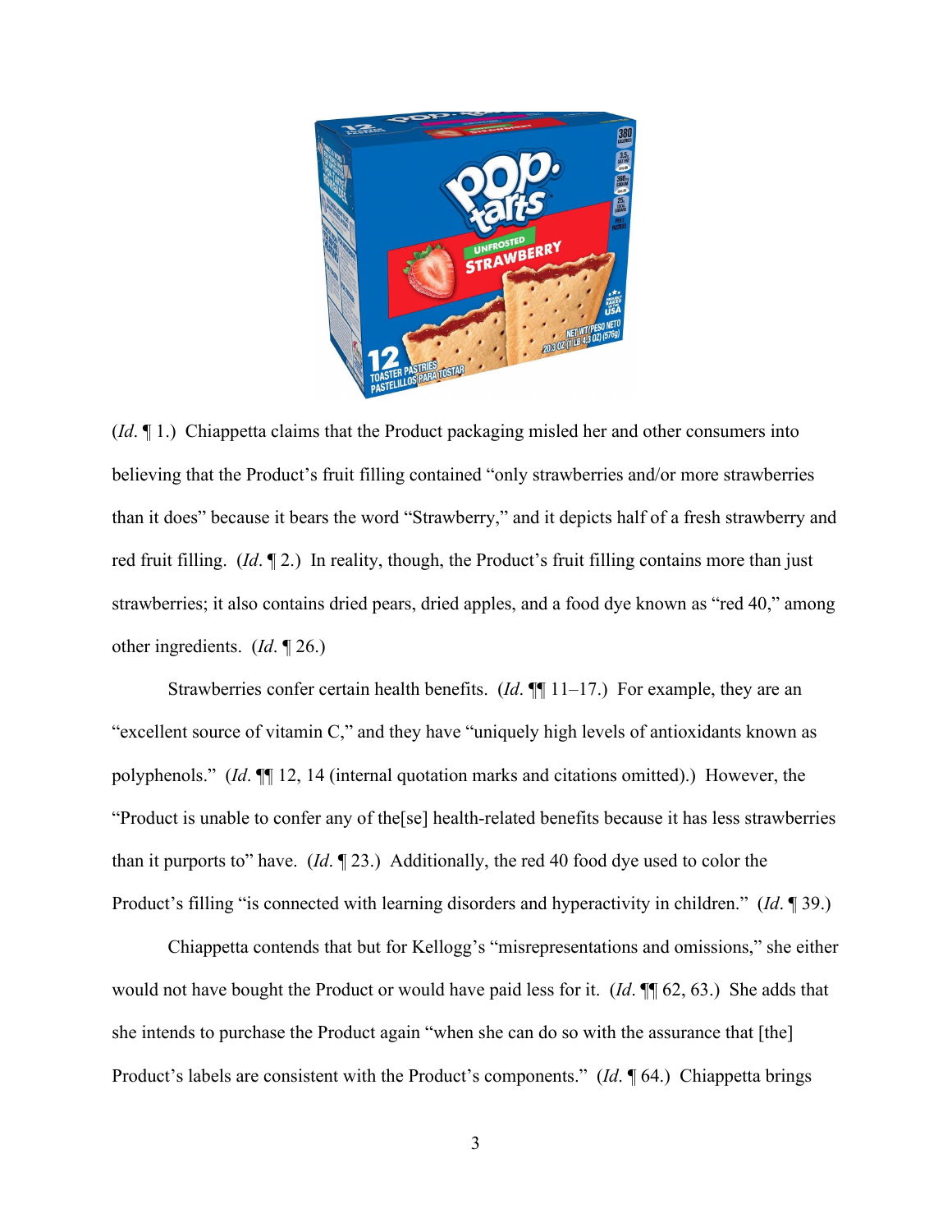(*Id*. ¶ 1.) Chiappetta claims that the Product packaging misled her and other consumers into believing that the Product's fruit filling contained "only strawberries and/or more strawberries than it does" because it bears the word "Strawberry," and it depicts half of a fresh strawberry and red fruit filling. (*Id*. ¶ 2.) In reality, though, the Product's fruit filling contains more than just strawberries; it also contains dried pears, dried apples, and a food dye known as "red 40," among other ingredients. (*Id*. ¶ 26.)

Strawberries confer certain health benefits. (*Id*. ¶¶ 11–17.) For example, they are an "excellent source of vitamin C," and they have "uniquely high levels of antioxidants known as polyphenols." (*Id*. ¶¶ 12, 14 (internal quotation marks and citations omitted).) However, the "Product is unable to confer any of the[se] health-related benefits because it has less strawberries than it purports to" have. (*Id*. ¶ 23.) Additionally, the red 40 food dye used to color the Product's filling "is connected with learning disorders and hyperactivity in children." (*Id*. ¶ 39.)

Chiappetta contends that but for Kellogg's "misrepresentations and omissions," she either would not have bought the Product or would have paid less for it. (*Id*. ¶¶ 62, 63.) She adds that she intends to purchase the Product again "when she can do so with the assurance that [the] Product's labels are consistent with the Product's components." (*Id*. ¶ 64.) Chiappetta brings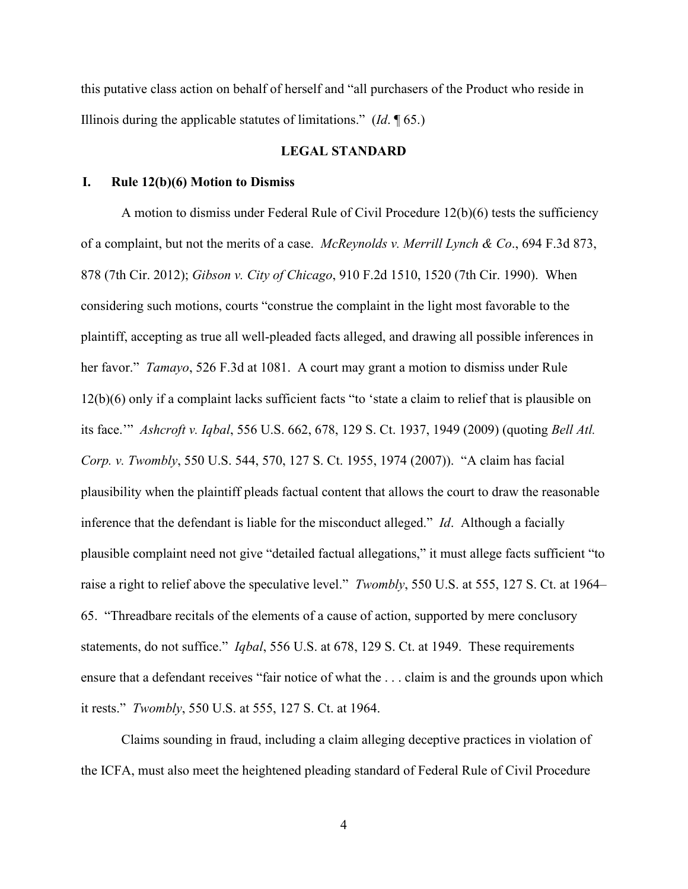this putative class action on behalf of herself and "all purchasers of the Product who reside in Illinois during the applicable statutes of limitations." (*Id*. ¶ 65.)

## LEGAL STANDARD

### I. Rule 12(b)(6) Motion to Dismiss

A motion to dismiss under Federal Rule of Civil Procedure 12(b)(6) tests the sufficiency of a complaint, but not the merits of a case. *McReynolds v. Merrill Lynch & Co*., 694 F.3d 873, 878 (7th Cir. 2012); *Gibson v. City of Chicago*, 910 F.2d 1510, 1520 (7th Cir. 1990). When considering such motions, courts "construe the complaint in the light most favorable to the plaintiff, accepting as true all well-pleaded facts alleged, and drawing all possible inferences in her favor." *Tamayo*, 526 F.3d at 1081. A court may grant a motion to dismiss under Rule 12(b)(6) only if a complaint lacks sufficient facts "to 'state a claim to relief that is plausible on its face.'" *Ashcroft v. Iqbal*, 556 U.S. 662, 678, 129 S. Ct. 1937, 1949 (2009) (quoting *Bell Atl. Corp. v. Twombly*, 550 U.S. 544, 570, 127 S. Ct. 1955, 1974 (2007)). "A claim has facial plausibility when the plaintiff pleads factual content that allows the court to draw the reasonable inference that the defendant is liable for the misconduct alleged." *Id*. Although a facially plausible complaint need not give "detailed factual allegations," it must allege facts sufficient "to raise a right to relief above the speculative level." *Twombly*, 550 U.S. at 555, 127 S. Ct. at 1964–65. "Threadbare recitals of the elements of a cause of action, supported by mere conclusory statements, do not suffice." *Iqbal*, 556 U.S. at 678, 129 S. Ct. at 1949. These requirements ensure that a defendant receives "fair notice of what the . . . claim is and the grounds upon which it rests." *Twombly*, 550 U.S. at 555, 127 S. Ct. at 1964.

Claims sounding in fraud, including a claim alleging deceptive practices in violation of the ICFA, must also meet the heightened pleading standard of Federal Rule of Civil Procedure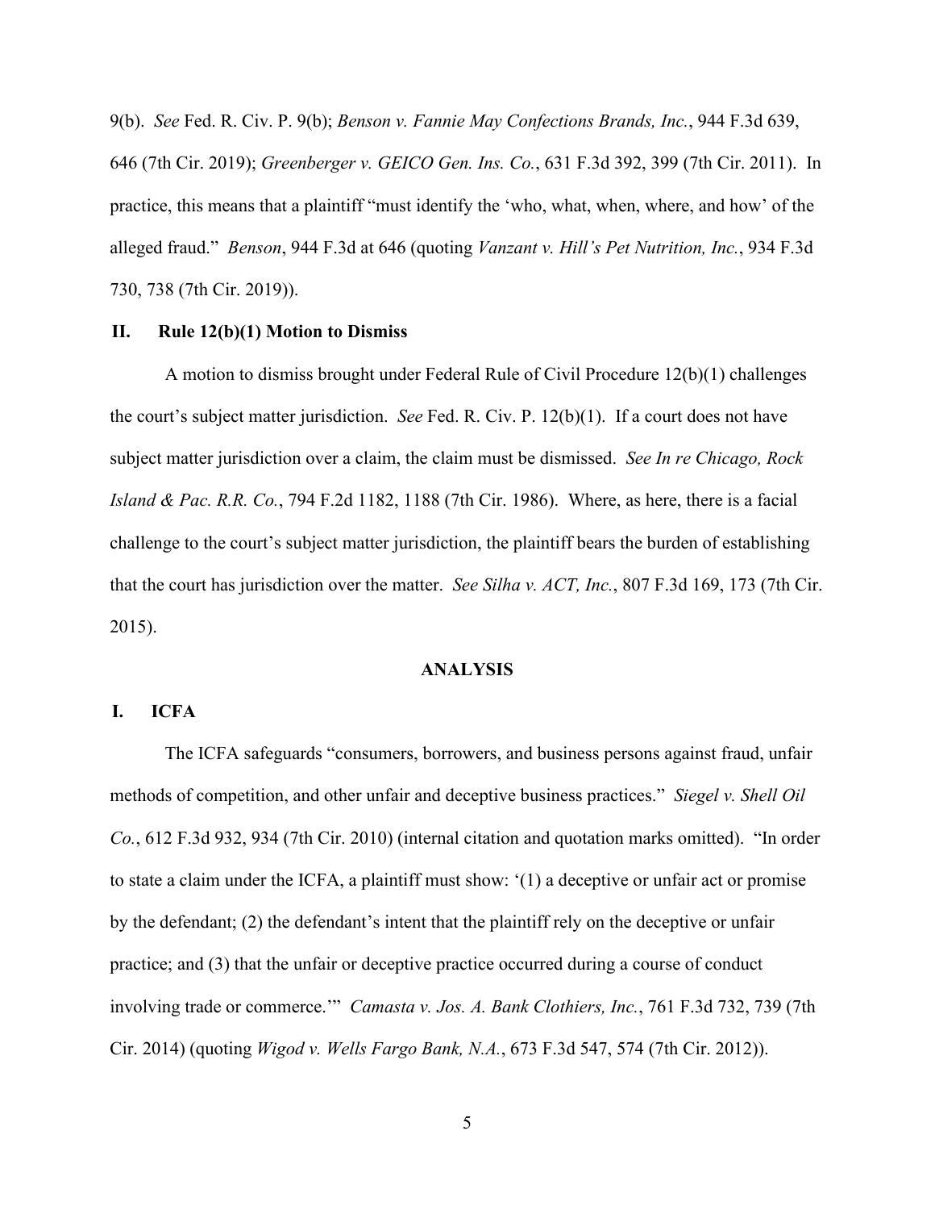9(b). *See* Fed. R. Civ. P. 9(b); *Benson v. Fannie May Confections Brands, Inc.*, 944 F.3d 639, 646 (7th Cir. 2019); *Greenberger v. GEICO Gen. Ins. Co.*, 631 F.3d 392, 399 (7th Cir. 2011). In practice, this means that a plaintiff "must identify the 'who, what, when, where, and how' of the alleged fraud." *Benson*, 944 F.3d at 646 (quoting *Vanzant v. Hill's Pet Nutrition, Inc.*, 934 F.3d 730, 738 (7th Cir. 2019)).

## II. Rule 12(b)(1) Motion to Dismiss

A motion to dismiss brought under Federal Rule of Civil Procedure 12(b)(1) challenges the court's subject matter jurisdiction. *See* Fed. R. Civ. P. 12(b)(1). If a court does not have subject matter jurisdiction over a claim, the claim must be dismissed. *See In re Chicago, Rock Island & Pac. R.R. Co.*, 794 F.2d 1182, 1188 (7th Cir. 1986). Where, as here, there is a facial challenge to the court's subject matter jurisdiction, the plaintiff bears the burden of establishing that the court has jurisdiction over the matter. *See Silha v. ACT, Inc.*, 807 F.3d 169, 173 (7th Cir. 2015).

# ANALYSIS

## I. ICFA

The ICFA safeguards "consumers, borrowers, and business persons against fraud, unfair methods of competition, and other unfair and deceptive business practices." *Siegel v. Shell Oil Co.*, 612 F.3d 932, 934 (7th Cir. 2010) (internal citation and quotation marks omitted). "In order to state a claim under the ICFA, a plaintiff must show: '(1) a deceptive or unfair act or promise by the defendant; (2) the defendant's intent that the plaintiff rely on the deceptive or unfair practice; and (3) that the unfair or deceptive practice occurred during a course of conduct involving trade or commerce.'" *Camasta v. Jos. A. Bank Clothiers, Inc.*, 761 F.3d 732, 739 (7th Cir. 2014) (quoting *Wigod v. Wells Fargo Bank, N.A.*, 673 F.3d 547, 574 (7th Cir. 2012)).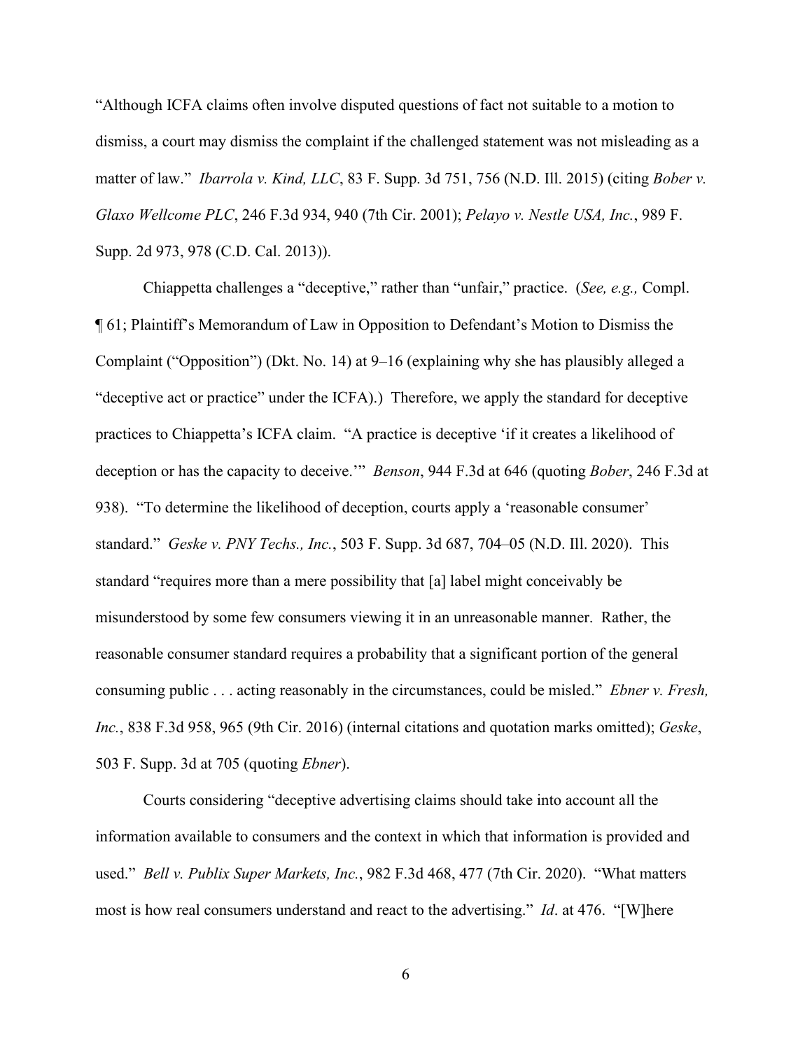"Although ICFA claims often involve disputed questions of fact not suitable to a motion to dismiss, a court may dismiss the complaint if the challenged statement was not misleading as a matter of law." *Ibarrola v. Kind, LLC*, 83 F. Supp. 3d 751, 756 (N.D. Ill. 2015) (citing *Bober v. Glaxo Wellcome PLC*, 246 F.3d 934, 940 (7th Cir. 2001); *Pelayo v. Nestle USA, Inc.*, 989 F. Supp. 2d 973, 978 (C.D. Cal. 2013)).

Chiappetta challenges a "deceptive," rather than "unfair," practice. (*See, e.g.,* Compl. ¶ 61; Plaintiff's Memorandum of Law in Opposition to Defendant's Motion to Dismiss the Complaint ("Opposition") (Dkt. No. 14) at 9–16 (explaining why she has plausibly alleged a "deceptive act or practice" under the ICFA).) Therefore, we apply the standard for deceptive practices to Chiappetta's ICFA claim. "A practice is deceptive 'if it creates a likelihood of deception or has the capacity to deceive.'" *Benson*, 944 F.3d at 646 (quoting *Bober*, 246 F.3d at 938). "To determine the likelihood of deception, courts apply a 'reasonable consumer' standard." *Geske v. PNY Techs., Inc.*, 503 F. Supp. 3d 687, 704–05 (N.D. Ill. 2020). This standard "requires more than a mere possibility that [a] label might conceivably be misunderstood by some few consumers viewing it in an unreasonable manner. Rather, the reasonable consumer standard requires a probability that a significant portion of the general consuming public . . . acting reasonably in the circumstances, could be misled." *Ebner v. Fresh, Inc.*, 838 F.3d 958, 965 (9th Cir. 2016) (internal citations and quotation marks omitted); *Geske*, 503 F. Supp. 3d at 705 (quoting *Ebner*).

Courts considering "deceptive advertising claims should take into account all the information available to consumers and the context in which that information is provided and used." *Bell v. Publix Super Markets, Inc.*, 982 F.3d 468, 477 (7th Cir. 2020). "What matters most is how real consumers understand and react to the advertising." *Id*. at 476. "[W]here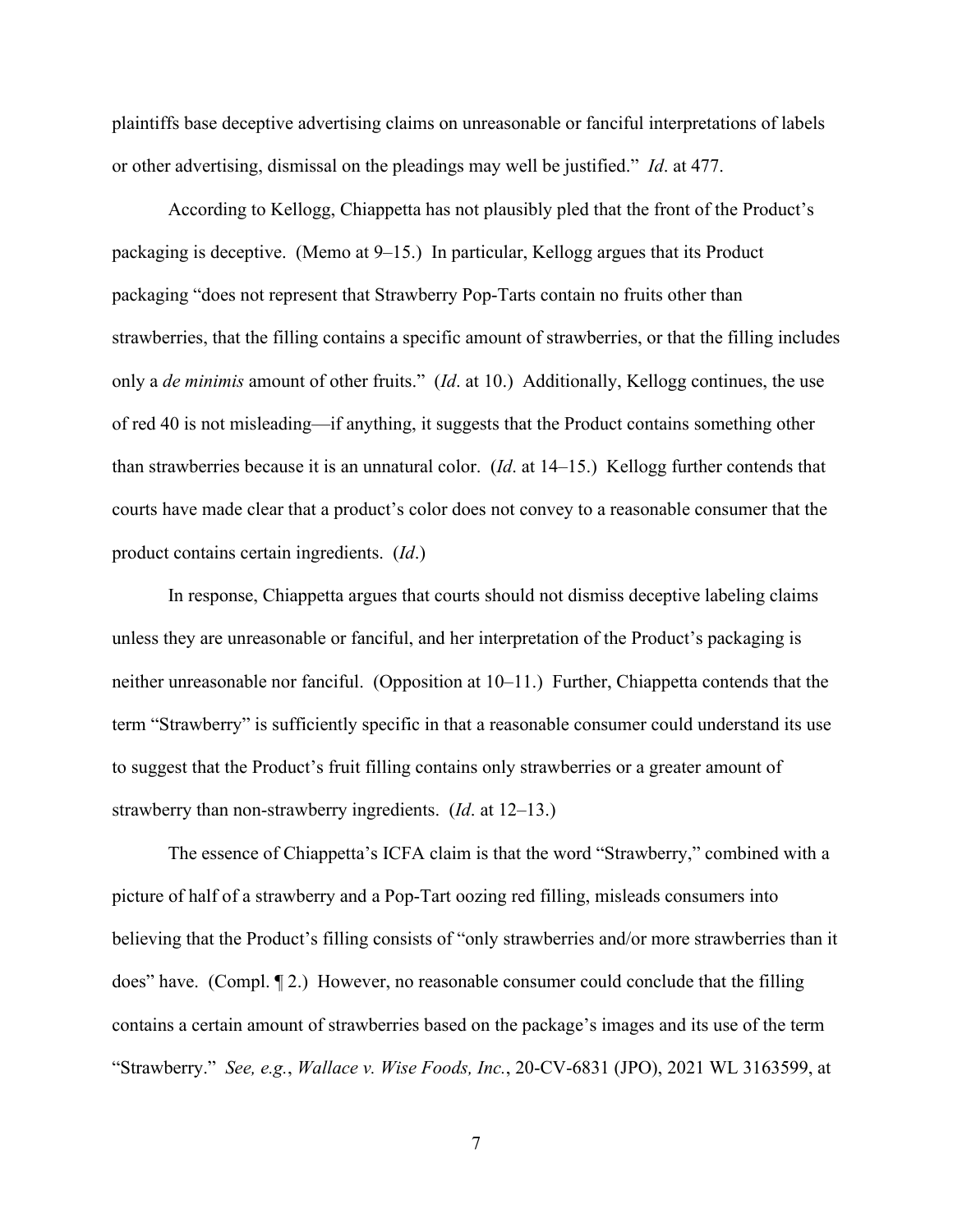plaintiffs base deceptive advertising claims on unreasonable or fanciful interpretations of labels or other advertising, dismissal on the pleadings may well be justified." *Id*. at 477.

According to Kellogg, Chiappetta has not plausibly pled that the front of the Product's packaging is deceptive. (Memo at 9–15.) In particular, Kellogg argues that its Product packaging "does not represent that Strawberry Pop-Tarts contain no fruits other than strawberries, that the filling contains a specific amount of strawberries, or that the filling includes only a *de minimis* amount of other fruits." (*Id*. at 10.) Additionally, Kellogg continues, the use of red 40 is not misleading—if anything, it suggests that the Product contains something other than strawberries because it is an unnatural color. (*Id*. at 14–15.) Kellogg further contends that courts have made clear that a product's color does not convey to a reasonable consumer that the product contains certain ingredients. (*Id*.)

In response, Chiappetta argues that courts should not dismiss deceptive labeling claims unless they are unreasonable or fanciful, and her interpretation of the Product's packaging is neither unreasonable nor fanciful. (Opposition at 10–11.) Further, Chiappetta contends that the term "Strawberry" is sufficiently specific in that a reasonable consumer could understand its use to suggest that the Product's fruit filling contains only strawberries or a greater amount of strawberry than non-strawberry ingredients. (*Id*. at 12–13.)

The essence of Chiappetta's ICFA claim is that the word "Strawberry," combined with a picture of half of a strawberry and a Pop-Tart oozing red filling, misleads consumers into believing that the Product's filling consists of "only strawberries and/or more strawberries than it does" have. (Compl. ¶ 2.) However, no reasonable consumer could conclude that the filling contains a certain amount of strawberries based on the package's images and its use of the term "Strawberry." *See, e.g.*, *Wallace v. Wise Foods, Inc.*, 20-CV-6831 (JPO), 2021 WL 3163599, at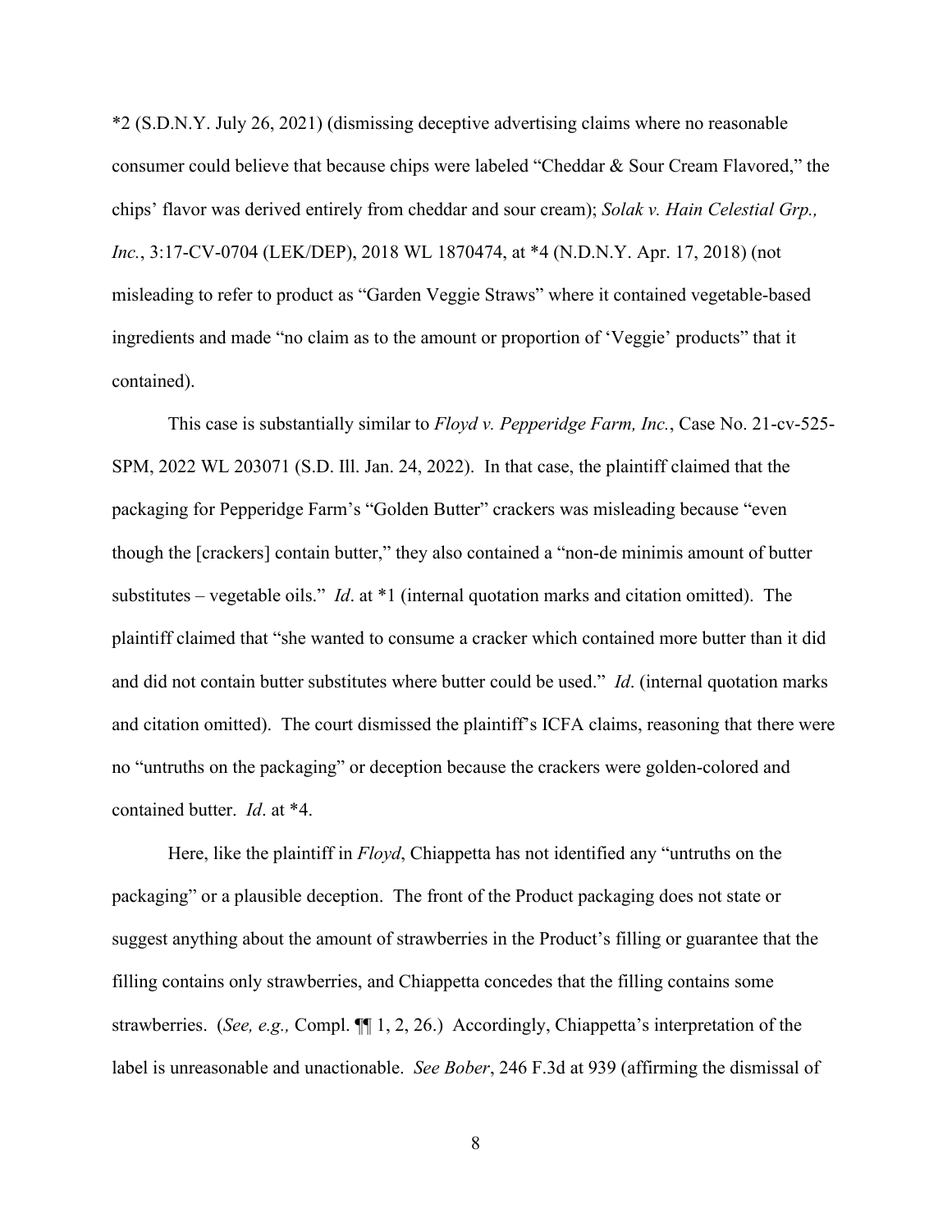*2 (S.D.N.Y. July 26, 2021) (dismissing deceptive advertising claims where no reasonable consumer could believe that because chips were labeled "Cheddar & Sour Cream Flavored," the chips' flavor was derived entirely from cheddar and sour cream); *Solak v. Hain Celestial Grp., Inc.*, 3:17-CV-0704 (LEK/DEP), 2018 WL 1870474, at *4 (N.D.N.Y. Apr. 17, 2018) (not misleading to refer to product as "Garden Veggie Straws" where it contained vegetable-based ingredients and made "no claim as to the amount or proportion of 'Veggie' products" that it contained).

This case is substantially similar to *Floyd v. Pepperidge Farm, Inc.*, Case No. 21-cv-525-SPM, 2022 WL 203071 (S.D. Ill. Jan. 24, 2022). In that case, the plaintiff claimed that the packaging for Pepperidge Farm's "Golden Butter" crackers was misleading because "even though the [crackers] contain butter," they also contained a "non-de minimis amount of butter substitutes – vegetable oils." *Id*. at *1 (internal quotation marks and citation omitted). The plaintiff claimed that "she wanted to consume a cracker which contained more butter than it did and did not contain butter substitutes where butter could be used." *Id*. (internal quotation marks and citation omitted). The court dismissed the plaintiff's ICFA claims, reasoning that there were no "untruths on the packaging" or deception because the crackers were golden-colored and contained butter. *Id*. at *4.

Here, like the plaintiff in *Floyd*, Chiappetta has not identified any "untruths on the packaging" or a plausible deception. The front of the Product packaging does not state or suggest anything about the amount of strawberries in the Product's filling or guarantee that the filling contains only strawberries, and Chiappetta concedes that the filling contains some strawberries. (*See, e.g.,* Compl. ¶¶ 1, 2, 26.) Accordingly, Chiappetta's interpretation of the label is unreasonable and unactionable. *See Bober*, 246 F.3d at 939 (affirming the dismissal of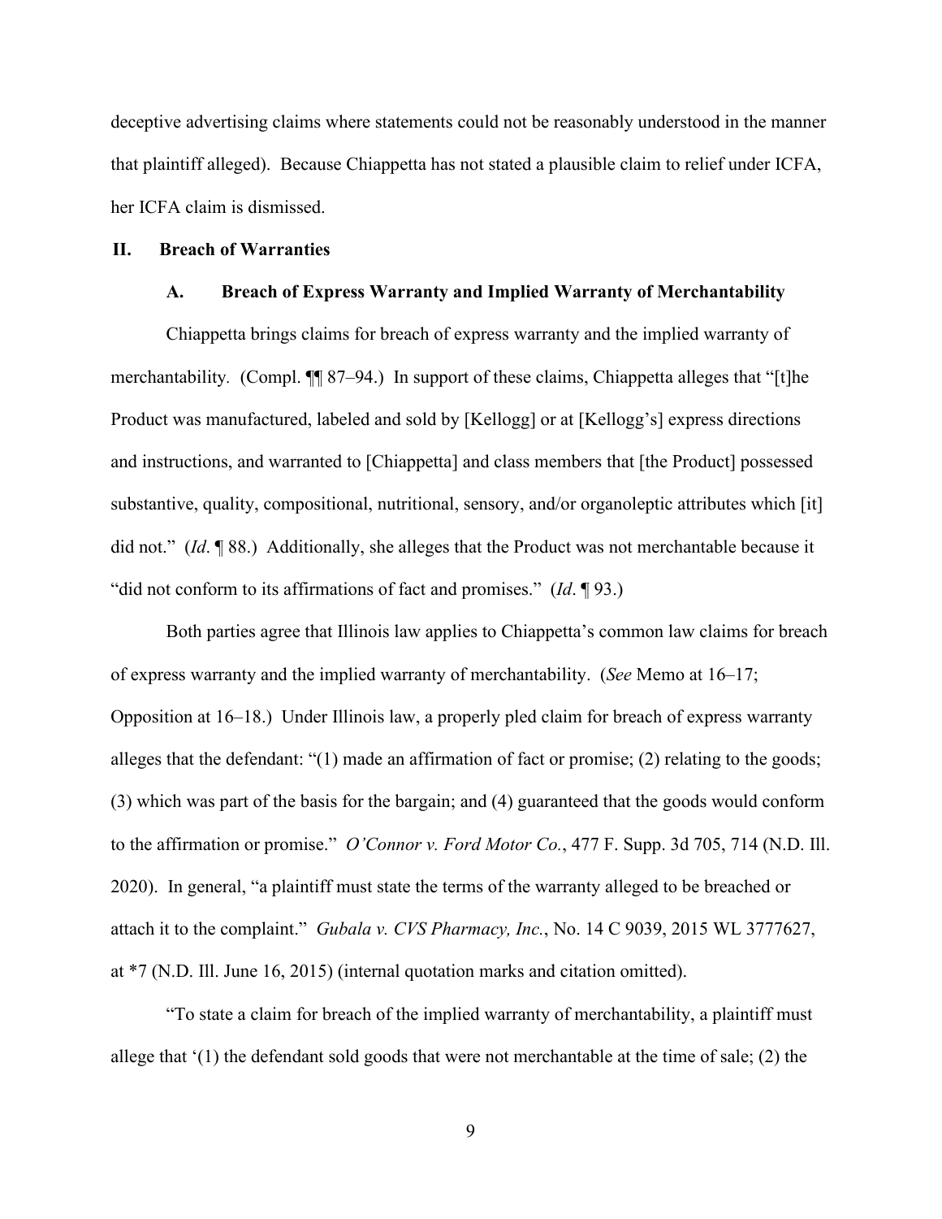deceptive advertising claims where statements could not be reasonably understood in the manner that plaintiff alleged). Because Chiappetta has not stated a plausible claim to relief under ICFA, her ICFA claim is dismissed.

## II. Breach of Warranties

### A. Breach of Express Warranty and Implied Warranty of Merchantability

Chiappetta brings claims for breach of express warranty and the implied warranty of merchantability. (Compl. ¶¶ 87–94.) In support of these claims, Chiappetta alleges that "[t]he Product was manufactured, labeled and sold by [Kellogg] or at [Kellogg's] express directions and instructions, and warranted to [Chiappetta] and class members that [the Product] possessed substantive, quality, compositional, nutritional, sensory, and/or organoleptic attributes which [it] did not." (*Id*. ¶ 88.) Additionally, she alleges that the Product was not merchantable because it "did not conform to its affirmations of fact and promises." (*Id*. ¶ 93.)

Both parties agree that Illinois law applies to Chiappetta's common law claims for breach of express warranty and the implied warranty of merchantability. (*See* Memo at 16–17; Opposition at 16–18.) Under Illinois law, a properly pled claim for breach of express warranty alleges that the defendant: "(1) made an affirmation of fact or promise; (2) relating to the goods; (3) which was part of the basis for the bargain; and (4) guaranteed that the goods would conform to the affirmation or promise." *O'Connor v. Ford Motor Co.*, 477 F. Supp. 3d 705, 714 (N.D. Ill. 2020). In general, "a plaintiff must state the terms of the warranty alleged to be breached or attach it to the complaint." *Gubala v. CVS Pharmacy, Inc.*, No. 14 C 9039, 2015 WL 3777627, at *7 (N.D. Ill. June 16, 2015) (internal quotation marks and citation omitted).

"To state a claim for breach of the implied warranty of merchantability, a plaintiff must allege that '(1) the defendant sold goods that were not merchantable at the time of sale; (2) the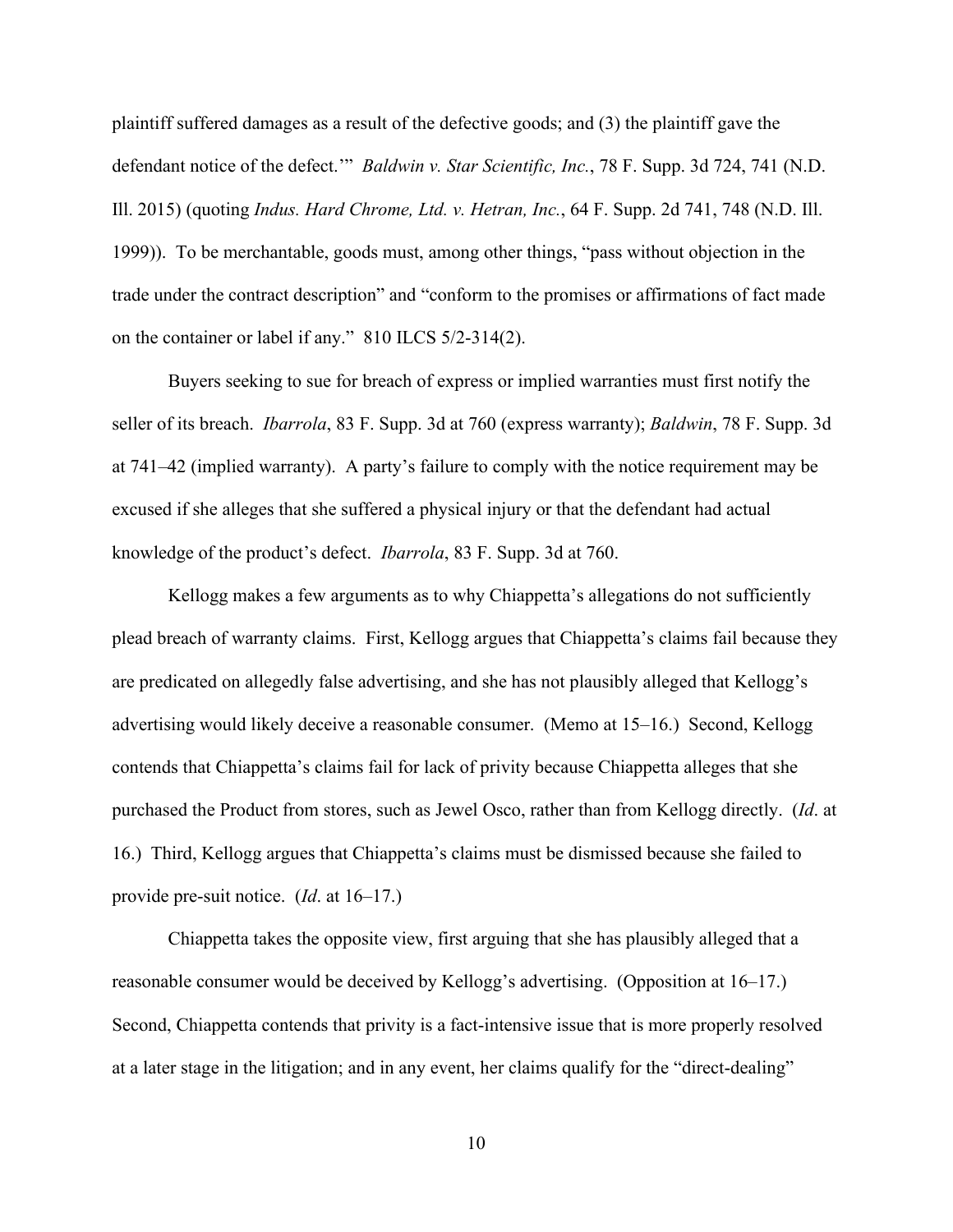plaintiff suffered damages as a result of the defective goods; and (3) the plaintiff gave the defendant notice of the defect.'" *Baldwin v. Star Scientific, Inc.*, 78 F. Supp. 3d 724, 741 (N.D. Ill. 2015) (quoting *Indus. Hard Chrome, Ltd. v. Hetran, Inc.*, 64 F. Supp. 2d 741, 748 (N.D. Ill. 1999)). To be merchantable, goods must, among other things, "pass without objection in the trade under the contract description" and "conform to the promises or affirmations of fact made on the container or label if any." 810 ILCS 5/2-314(2).

Buyers seeking to sue for breach of express or implied warranties must first notify the seller of its breach. *Ibarrola*, 83 F. Supp. 3d at 760 (express warranty); *Baldwin*, 78 F. Supp. 3d at 741–42 (implied warranty). A party's failure to comply with the notice requirement may be excused if she alleges that she suffered a physical injury or that the defendant had actual knowledge of the product's defect. *Ibarrola*, 83 F. Supp. 3d at 760.

Kellogg makes a few arguments as to why Chiappetta's allegations do not sufficiently plead breach of warranty claims. First, Kellogg argues that Chiappetta's claims fail because they are predicated on allegedly false advertising, and she has not plausibly alleged that Kellogg's advertising would likely deceive a reasonable consumer. (Memo at 15–16.) Second, Kellogg contends that Chiappetta's claims fail for lack of privity because Chiappetta alleges that she purchased the Product from stores, such as Jewel Osco, rather than from Kellogg directly. (*Id*. at 16.) Third, Kellogg argues that Chiappetta's claims must be dismissed because she failed to provide pre-suit notice. (*Id*. at 16–17.)

Chiappetta takes the opposite view, first arguing that she has plausibly alleged that a reasonable consumer would be deceived by Kellogg's advertising. (Opposition at 16–17.) Second, Chiappetta contends that privity is a fact-intensive issue that is more properly resolved at a later stage in the litigation; and in any event, her claims qualify for the "direct-dealing"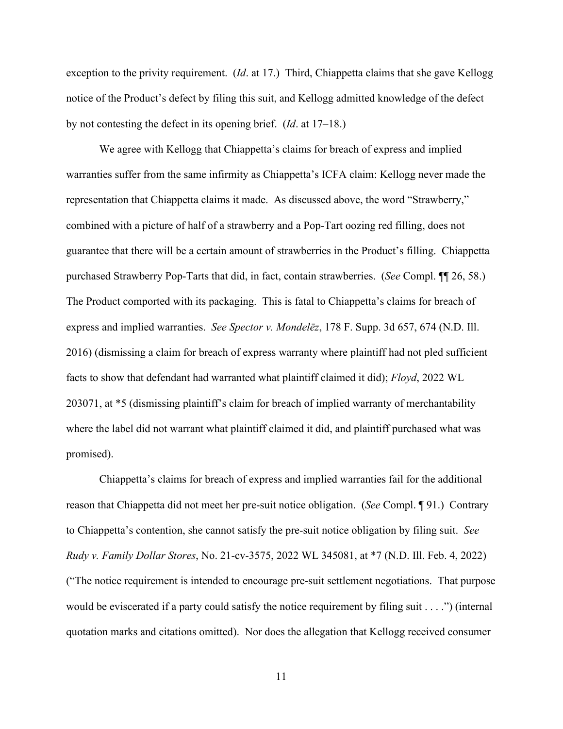exception to the privity requirement. (*Id*. at 17.) Third, Chiappetta claims that she gave Kellogg notice of the Product's defect by filing this suit, and Kellogg admitted knowledge of the defect by not contesting the defect in its opening brief. (*Id*. at 17–18.)

We agree with Kellogg that Chiappetta's claims for breach of express and implied warranties suffer from the same infirmity as Chiappetta's ICFA claim: Kellogg never made the representation that Chiappetta claims it made. As discussed above, the word "Strawberry," combined with a picture of half of a strawberry and a Pop-Tart oozing red filling, does not guarantee that there will be a certain amount of strawberries in the Product's filling. Chiappetta purchased Strawberry Pop-Tarts that did, in fact, contain strawberries. (*See* Compl. ¶¶ 26, 58.) The Product comported with its packaging. This is fatal to Chiappetta's claims for breach of express and implied warranties. *See Spector v. Mondelēz*, 178 F. Supp. 3d 657, 674 (N.D. Ill. 2016) (dismissing a claim for breach of express warranty where plaintiff had not pled sufficient facts to show that defendant had warranted what plaintiff claimed it did); *Floyd*, 2022 WL 203071, at *5 (dismissing plaintiff's claim for breach of implied warranty of merchantability where the label did not warrant what plaintiff claimed it did, and plaintiff purchased what was promised).

Chiappetta's claims for breach of express and implied warranties fail for the additional reason that Chiappetta did not meet her pre-suit notice obligation. (*See* Compl. ¶ 91.) Contrary to Chiappetta's contention, she cannot satisfy the pre-suit notice obligation by filing suit. *See Rudy v. Family Dollar Stores*, No. 21-cv-3575, 2022 WL 345081, at *7 (N.D. Ill. Feb. 4, 2022) ("The notice requirement is intended to encourage pre-suit settlement negotiations. That purpose would be eviscerated if a party could satisfy the notice requirement by filing suit . . . .") (internal quotation marks and citations omitted). Nor does the allegation that Kellogg received consumer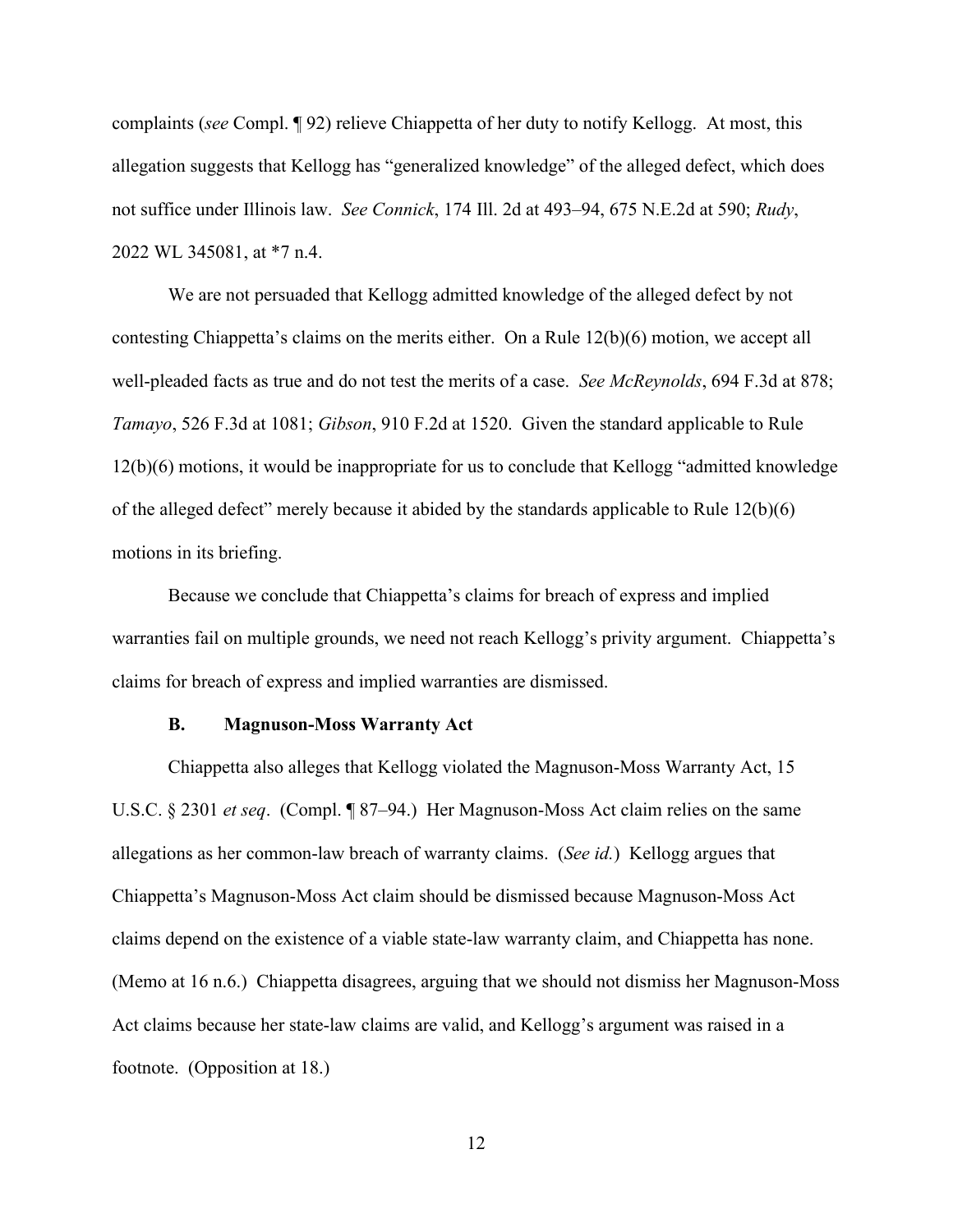complaints (*see* Compl. ¶ 92) relieve Chiappetta of her duty to notify Kellogg. At most, this allegation suggests that Kellogg has "generalized knowledge" of the alleged defect, which does not suffice under Illinois law. *See Connick*, 174 Ill. 2d at 493–94, 675 N.E.2d at 590; *Rudy*, 2022 WL 345081, at *7 n.4.

We are not persuaded that Kellogg admitted knowledge of the alleged defect by not contesting Chiappetta's claims on the merits either. On a Rule 12(b)(6) motion, we accept all well-pleaded facts as true and do not test the merits of a case. *See McReynolds*, 694 F.3d at 878; *Tamayo*, 526 F.3d at 1081; *Gibson*, 910 F.2d at 1520. Given the standard applicable to Rule 12(b)(6) motions, it would be inappropriate for us to conclude that Kellogg "admitted knowledge of the alleged defect" merely because it abided by the standards applicable to Rule 12(b)(6) motions in its briefing.

Because we conclude that Chiappetta's claims for breach of express and implied warranties fail on multiple grounds, we need not reach Kellogg's privity argument. Chiappetta's claims for breach of express and implied warranties are dismissed.

### B. Magnuson-Moss Warranty Act

Chiappetta also alleges that Kellogg violated the Magnuson-Moss Warranty Act, 15 U.S.C. § 2301 *et seq*. (Compl. ¶ 87–94.) Her Magnuson-Moss Act claim relies on the same allegations as her common-law breach of warranty claims. (*See id.*) Kellogg argues that Chiappetta's Magnuson-Moss Act claim should be dismissed because Magnuson-Moss Act claims depend on the existence of a viable state-law warranty claim, and Chiappetta has none. (Memo at 16 n.6.) Chiappetta disagrees, arguing that we should not dismiss her Magnuson-Moss Act claims because her state-law claims are valid, and Kellogg's argument was raised in a footnote. (Opposition at 18.)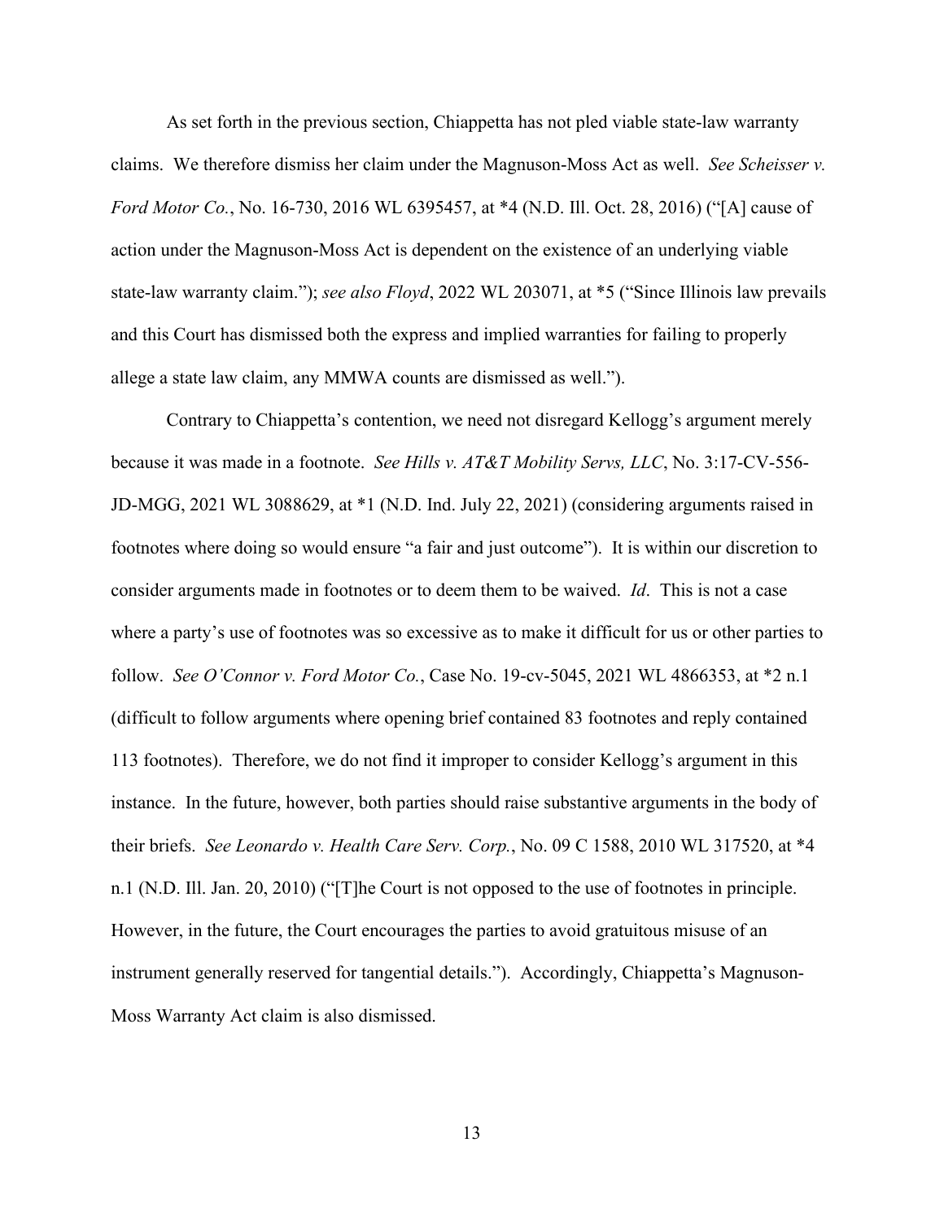As set forth in the previous section, Chiappetta has not pled viable state-law warranty claims. We therefore dismiss her claim under the Magnuson-Moss Act as well. *See Scheisser v. Ford Motor Co.*, No. 16-730, 2016 WL 6395457, at *4 (N.D. Ill. Oct. 28, 2016) ("[A] cause of action under the Magnuson-Moss Act is dependent on the existence of an underlying viable state-law warranty claim."); *see also Floyd*, 2022 WL 203071, at *5 ("Since Illinois law prevails and this Court has dismissed both the express and implied warranties for failing to properly allege a state law claim, any MMWA counts are dismissed as well.").

Contrary to Chiappetta's contention, we need not disregard Kellogg's argument merely because it was made in a footnote. *See Hills v. AT&T Mobility Servs, LLC*, No. 3:17-CV-556-JD-MGG, 2021 WL 3088629, at *1 (N.D. Ind. July 22, 2021) (considering arguments raised in footnotes where doing so would ensure "a fair and just outcome"). It is within our discretion to consider arguments made in footnotes or to deem them to be waived. *Id*. This is not a case where a party's use of footnotes was so excessive as to make it difficult for us or other parties to follow. *See O'Connor v. Ford Motor Co.*, Case No. 19-cv-5045, 2021 WL 4866353, at *2 n.1 (difficult to follow arguments where opening brief contained 83 footnotes and reply contained 113 footnotes). Therefore, we do not find it improper to consider Kellogg's argument in this instance. In the future, however, both parties should raise substantive arguments in the body of their briefs. *See Leonardo v. Health Care Serv. Corp.*, No. 09 C 1588, 2010 WL 317520, at *4 n.1 (N.D. Ill. Jan. 20, 2010) ("[T]he Court is not opposed to the use of footnotes in principle. However, in the future, the Court encourages the parties to avoid gratuitous misuse of an instrument generally reserved for tangential details."). Accordingly, Chiappetta's Magnuson-Moss Warranty Act claim is also dismissed.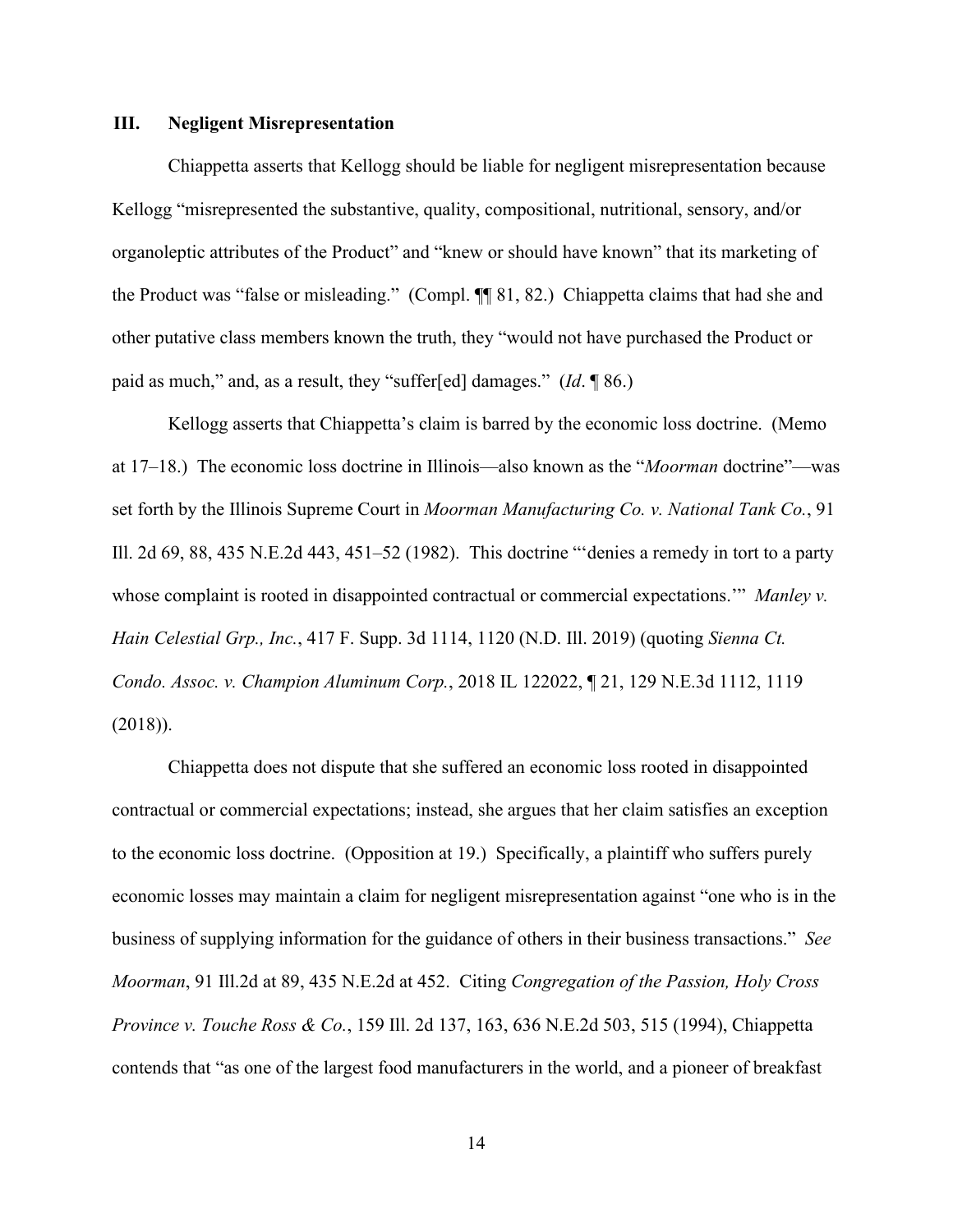## III. Negligent Misrepresentation

Chiappetta asserts that Kellogg should be liable for negligent misrepresentation because Kellogg "misrepresented the substantive, quality, compositional, nutritional, sensory, and/or organoleptic attributes of the Product" and "knew or should have known" that its marketing of the Product was "false or misleading." (Compl. ¶¶ 81, 82.) Chiappetta claims that had she and other putative class members known the truth, they "would not have purchased the Product or paid as much," and, as a result, they "suffer[ed] damages." (*Id*. ¶ 86.)

Kellogg asserts that Chiappetta's claim is barred by the economic loss doctrine. (Memo at 17–18.) The economic loss doctrine in Illinois—also known as the "*Moorman* doctrine"—was set forth by the Illinois Supreme Court in *Moorman Manufacturing Co. v. National Tank Co.*, 91 Ill. 2d 69, 88, 435 N.E.2d 443, 451–52 (1982). This doctrine "'denies a remedy in tort to a party whose complaint is rooted in disappointed contractual or commercial expectations.'" *Manley v. Hain Celestial Grp., Inc.*, 417 F. Supp. 3d 1114, 1120 (N.D. Ill. 2019) (quoting *Sienna Ct. Condo. Assoc. v. Champion Aluminum Corp.*, 2018 IL 122022, ¶ 21, 129 N.E.3d 1112, 1119 (2018)).

Chiappetta does not dispute that she suffered an economic loss rooted in disappointed contractual or commercial expectations; instead, she argues that her claim satisfies an exception to the economic loss doctrine. (Opposition at 19.) Specifically, a plaintiff who suffers purely economic losses may maintain a claim for negligent misrepresentation against "one who is in the business of supplying information for the guidance of others in their business transactions." *See Moorman*, 91 Ill.2d at 89, 435 N.E.2d at 452. Citing *Congregation of the Passion, Holy Cross Province v. Touche Ross & Co.*, 159 Ill. 2d 137, 163, 636 N.E.2d 503, 515 (1994), Chiappetta contends that "as one of the largest food manufacturers in the world, and a pioneer of breakfast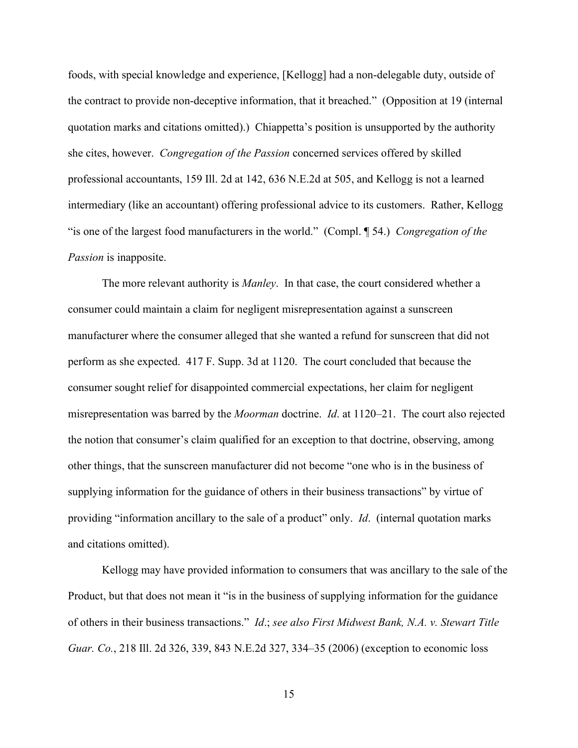foods, with special knowledge and experience, [Kellogg] had a non-delegable duty, outside of the contract to provide non-deceptive information, that it breached." (Opposition at 19 (internal quotation marks and citations omitted).) Chiappetta's position is unsupported by the authority she cites, however. *Congregation of the Passion* concerned services offered by skilled professional accountants, 159 Ill. 2d at 142, 636 N.E.2d at 505, and Kellogg is not a learned intermediary (like an accountant) offering professional advice to its customers. Rather, Kellogg "is one of the largest food manufacturers in the world." (Compl. ¶ 54.) *Congregation of the Passion* is inapposite.

The more relevant authority is *Manley*. In that case, the court considered whether a consumer could maintain a claim for negligent misrepresentation against a sunscreen manufacturer where the consumer alleged that she wanted a refund for sunscreen that did not perform as she expected. 417 F. Supp. 3d at 1120. The court concluded that because the consumer sought relief for disappointed commercial expectations, her claim for negligent misrepresentation was barred by the *Moorman* doctrine. *Id*. at 1120–21. The court also rejected the notion that consumer's claim qualified for an exception to that doctrine, observing, among other things, that the sunscreen manufacturer did not become "one who is in the business of supplying information for the guidance of others in their business transactions" by virtue of providing "information ancillary to the sale of a product" only. *Id*. (internal quotation marks and citations omitted).

Kellogg may have provided information to consumers that was ancillary to the sale of the Product, but that does not mean it "is in the business of supplying information for the guidance of others in their business transactions." *Id*.; *see also First Midwest Bank, N.A. v. Stewart Title Guar. Co.*, 218 Ill. 2d 326, 339, 843 N.E.2d 327, 334–35 (2006) (exception to economic loss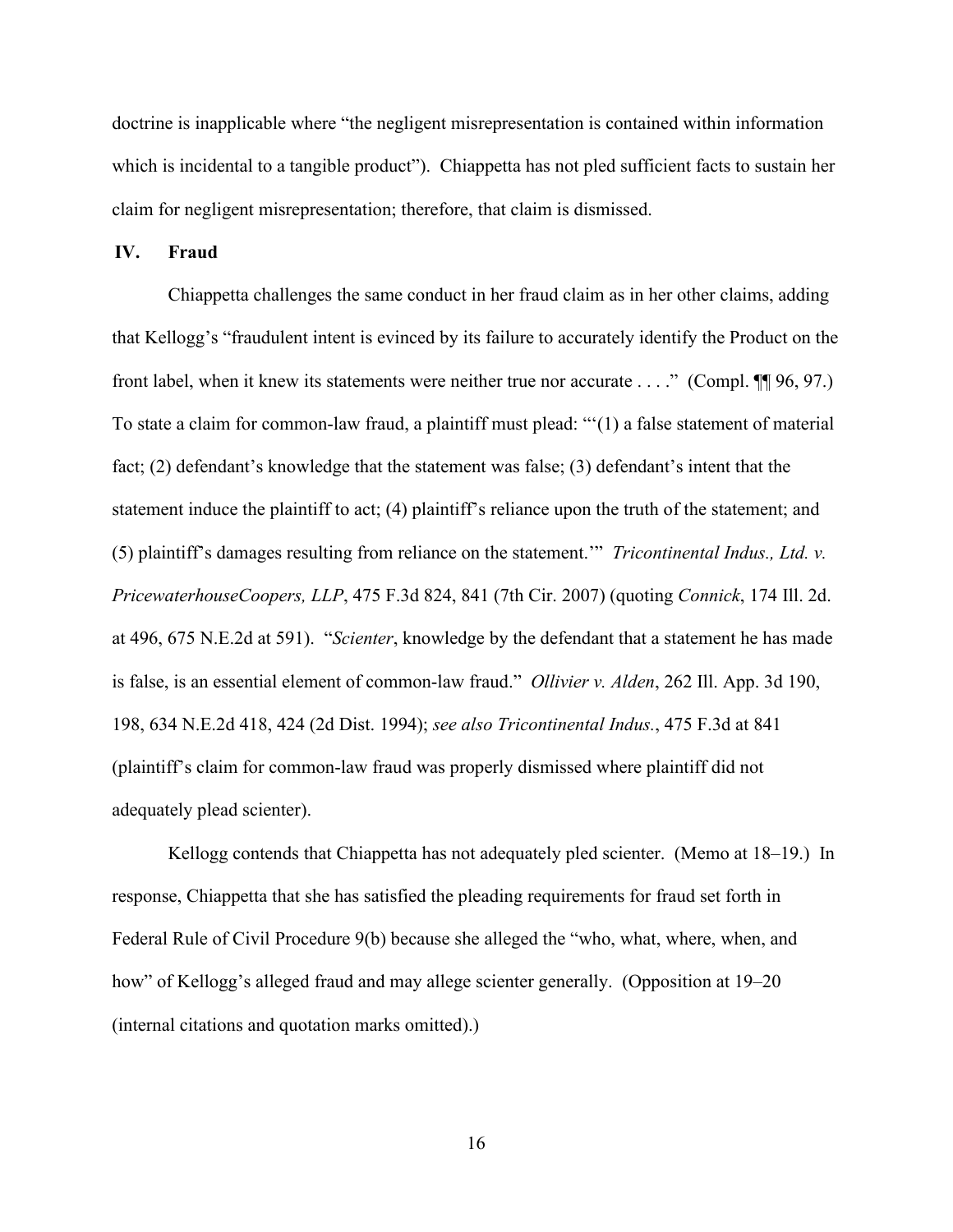doctrine is inapplicable where "the negligent misrepresentation is contained within information which is incidental to a tangible product"). Chiappetta has not pled sufficient facts to sustain her claim for negligent misrepresentation; therefore, that claim is dismissed.

## IV. Fraud

Chiappetta challenges the same conduct in her fraud claim as in her other claims, adding that Kellogg's "fraudulent intent is evinced by its failure to accurately identify the Product on the front label, when it knew its statements were neither true nor accurate . . . ." (Compl. ¶¶ 96, 97.) To state a claim for common-law fraud, a plaintiff must plead: "'(1) a false statement of material fact; (2) defendant's knowledge that the statement was false; (3) defendant's intent that the statement induce the plaintiff to act; (4) plaintiff's reliance upon the truth of the statement; and (5) plaintiff's damages resulting from reliance on the statement.'" *Tricontinental Indus., Ltd. v. PricewaterhouseCoopers, LLP*, 475 F.3d 824, 841 (7th Cir. 2007) (quoting *Connick*, 174 Ill. 2d. at 496, 675 N.E.2d at 591). "*Scienter*, knowledge by the defendant that a statement he has made is false, is an essential element of common-law fraud." *Ollivier v. Alden*, 262 Ill. App. 3d 190, 198, 634 N.E.2d 418, 424 (2d Dist. 1994); *see also Tricontinental Indus.*, 475 F.3d at 841 (plaintiff's claim for common-law fraud was properly dismissed where plaintiff did not adequately plead scienter).

Kellogg contends that Chiappetta has not adequately pled scienter. (Memo at 18–19.) In response, Chiappetta that she has satisfied the pleading requirements for fraud set forth in Federal Rule of Civil Procedure 9(b) because she alleged the "who, what, where, when, and how" of Kellogg's alleged fraud and may allege scienter generally. (Opposition at 19–20 (internal citations and quotation marks omitted).)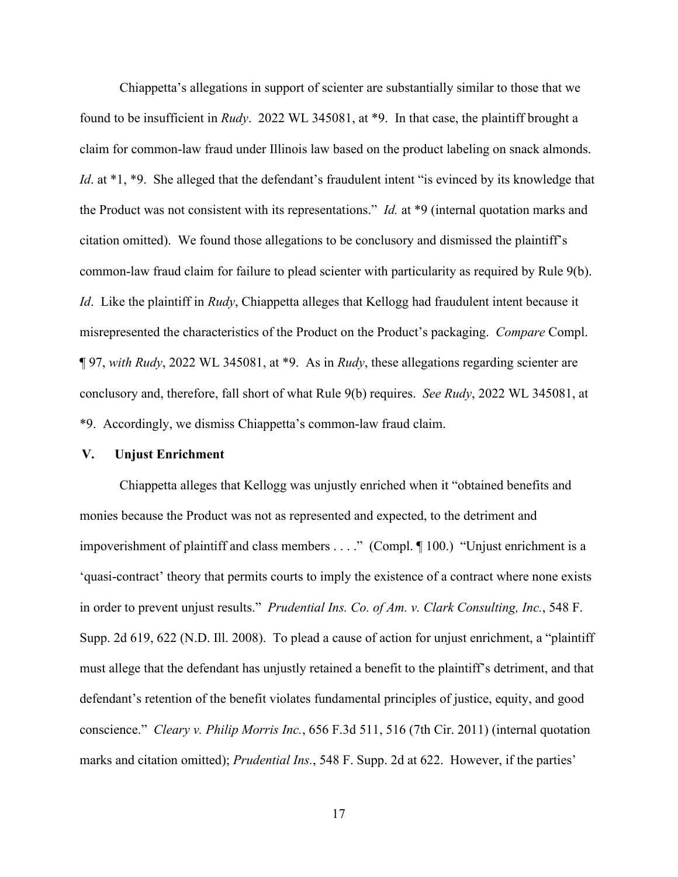Chiappetta's allegations in support of scienter are substantially similar to those that we found to be insufficient in *Rudy*. 2022 WL 345081, at *9. In that case, the plaintiff brought a claim for common-law fraud under Illinois law based on the product labeling on snack almonds. *Id*. at *1, *9. She alleged that the defendant's fraudulent intent "is evinced by its knowledge that the Product was not consistent with its representations." *Id.* at *9 (internal quotation marks and citation omitted). We found those allegations to be conclusory and dismissed the plaintiff's common-law fraud claim for failure to plead scienter with particularity as required by Rule 9(b). *Id*. Like the plaintiff in *Rudy*, Chiappetta alleges that Kellogg had fraudulent intent because it misrepresented the characteristics of the Product on the Product's packaging. *Compare* Compl. ¶ 97, *with Rudy*, 2022 WL 345081, at *9. As in *Rudy*, these allegations regarding scienter are conclusory and, therefore, fall short of what Rule 9(b) requires. *See Rudy*, 2022 WL 345081, at *9. Accordingly, we dismiss Chiappetta's common-law fraud claim.

## V. Unjust Enrichment

Chiappetta alleges that Kellogg was unjustly enriched when it "obtained benefits and monies because the Product was not as represented and expected, to the detriment and impoverishment of plaintiff and class members . . . ." (Compl. ¶ 100.) "Unjust enrichment is a 'quasi-contract' theory that permits courts to imply the existence of a contract where none exists in order to prevent unjust results." *Prudential Ins. Co. of Am. v. Clark Consulting, Inc.*, 548 F. Supp. 2d 619, 622 (N.D. Ill. 2008). To plead a cause of action for unjust enrichment, a "plaintiff must allege that the defendant has unjustly retained a benefit to the plaintiff's detriment, and that defendant's retention of the benefit violates fundamental principles of justice, equity, and good conscience." *Cleary v. Philip Morris Inc.*, 656 F.3d 511, 516 (7th Cir. 2011) (internal quotation marks and citation omitted); *Prudential Ins.*, 548 F. Supp. 2d at 622. However, if the parties'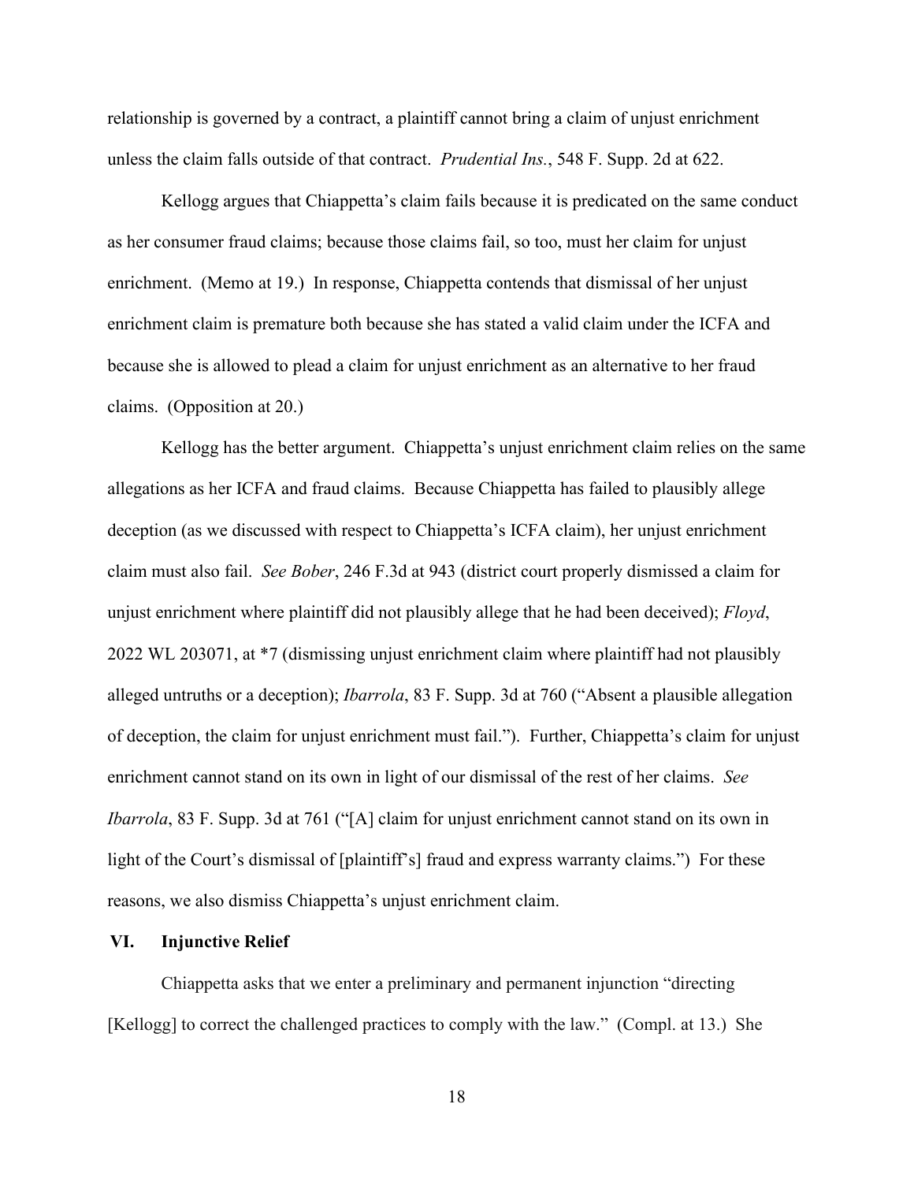relationship is governed by a contract, a plaintiff cannot bring a claim of unjust enrichment unless the claim falls outside of that contract. *Prudential Ins.*, 548 F. Supp. 2d at 622.

Kellogg argues that Chiappetta's claim fails because it is predicated on the same conduct as her consumer fraud claims; because those claims fail, so too, must her claim for unjust enrichment. (Memo at 19.) In response, Chiappetta contends that dismissal of her unjust enrichment claim is premature both because she has stated a valid claim under the ICFA and because she is allowed to plead a claim for unjust enrichment as an alternative to her fraud claims. (Opposition at 20.)

Kellogg has the better argument. Chiappetta's unjust enrichment claim relies on the same allegations as her ICFA and fraud claims. Because Chiappetta has failed to plausibly allege deception (as we discussed with respect to Chiappetta's ICFA claim), her unjust enrichment claim must also fail. *See Bober*, 246 F.3d at 943 (district court properly dismissed a claim for unjust enrichment where plaintiff did not plausibly allege that he had been deceived); *Floyd*, 2022 WL 203071, at *7 (dismissing unjust enrichment claim where plaintiff had not plausibly alleged untruths or a deception); *Ibarrola*, 83 F. Supp. 3d at 760 ("Absent a plausible allegation of deception, the claim for unjust enrichment must fail."). Further, Chiappetta's claim for unjust enrichment cannot stand on its own in light of our dismissal of the rest of her claims. *See Ibarrola*, 83 F. Supp. 3d at 761 ("[A] claim for unjust enrichment cannot stand on its own in light of the Court's dismissal of [plaintiff's] fraud and express warranty claims.") For these reasons, we also dismiss Chiappetta's unjust enrichment claim.

## VI. Injunctive Relief

Chiappetta asks that we enter a preliminary and permanent injunction "directing [Kellogg] to correct the challenged practices to comply with the law." (Compl. at 13.) She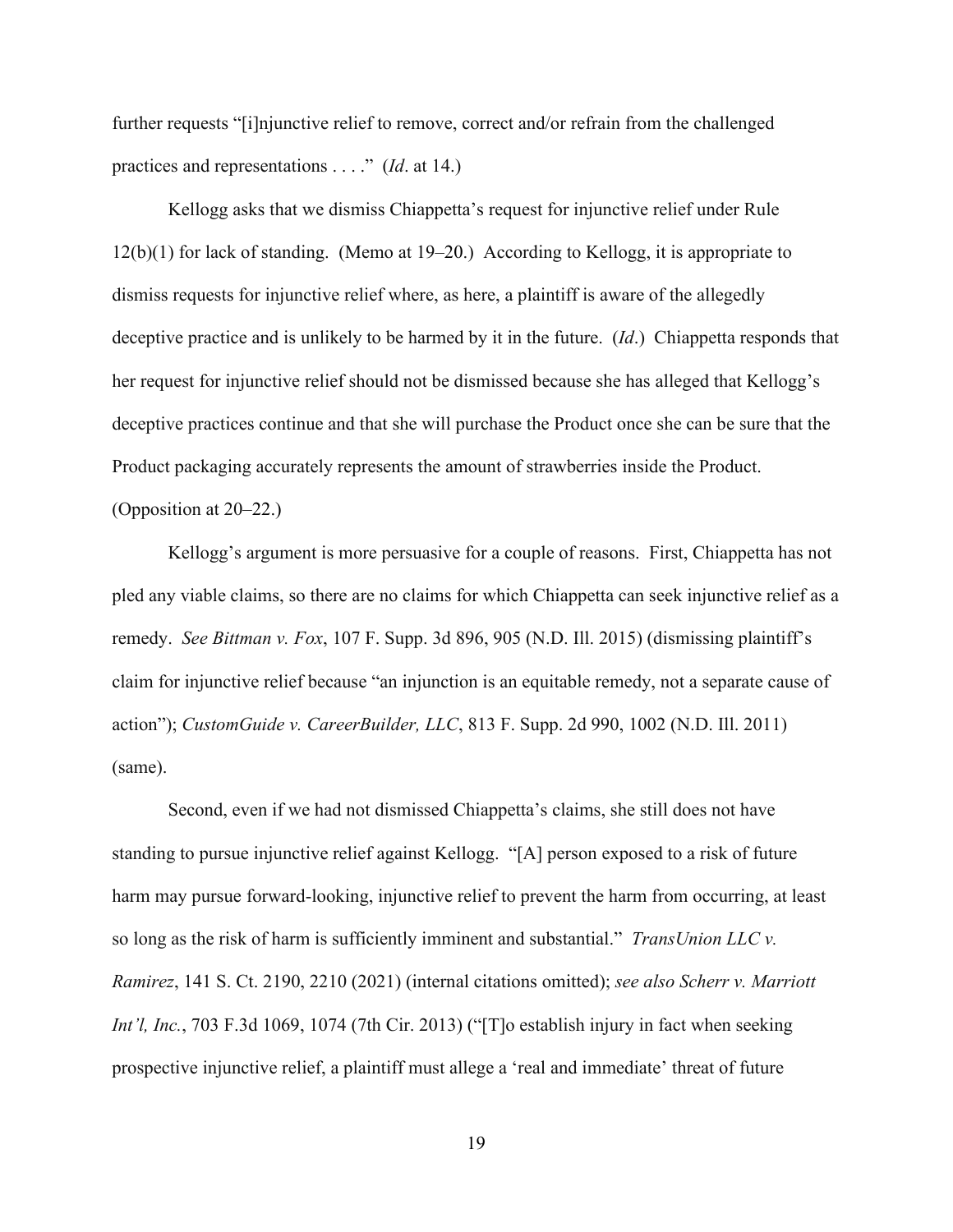further requests "[i]njunctive relief to remove, correct and/or refrain from the challenged practices and representations . . . ." (*Id*. at 14.)

Kellogg asks that we dismiss Chiappetta's request for injunctive relief under Rule 12(b)(1) for lack of standing. (Memo at 19–20.) According to Kellogg, it is appropriate to dismiss requests for injunctive relief where, as here, a plaintiff is aware of the allegedly deceptive practice and is unlikely to be harmed by it in the future. (*Id*.) Chiappetta responds that her request for injunctive relief should not be dismissed because she has alleged that Kellogg's deceptive practices continue and that she will purchase the Product once she can be sure that the Product packaging accurately represents the amount of strawberries inside the Product. (Opposition at 20–22.)

Kellogg's argument is more persuasive for a couple of reasons. First, Chiappetta has not pled any viable claims, so there are no claims for which Chiappetta can seek injunctive relief as a remedy. *See Bittman v. Fox*, 107 F. Supp. 3d 896, 905 (N.D. Ill. 2015) (dismissing plaintiff's claim for injunctive relief because "an injunction is an equitable remedy, not a separate cause of action"); *CustomGuide v. CareerBuilder, LLC*, 813 F. Supp. 2d 990, 1002 (N.D. Ill. 2011) (same).

Second, even if we had not dismissed Chiappetta's claims, she still does not have standing to pursue injunctive relief against Kellogg. "[A] person exposed to a risk of future harm may pursue forward-looking, injunctive relief to prevent the harm from occurring, at least so long as the risk of harm is sufficiently imminent and substantial." *TransUnion LLC v. Ramirez*, 141 S. Ct. 2190, 2210 (2021) (internal citations omitted); *see also Scherr v. Marriott Int'l, Inc.*, 703 F.3d 1069, 1074 (7th Cir. 2013) ("[T]o establish injury in fact when seeking prospective injunctive relief, a plaintiff must allege a 'real and immediate' threat of future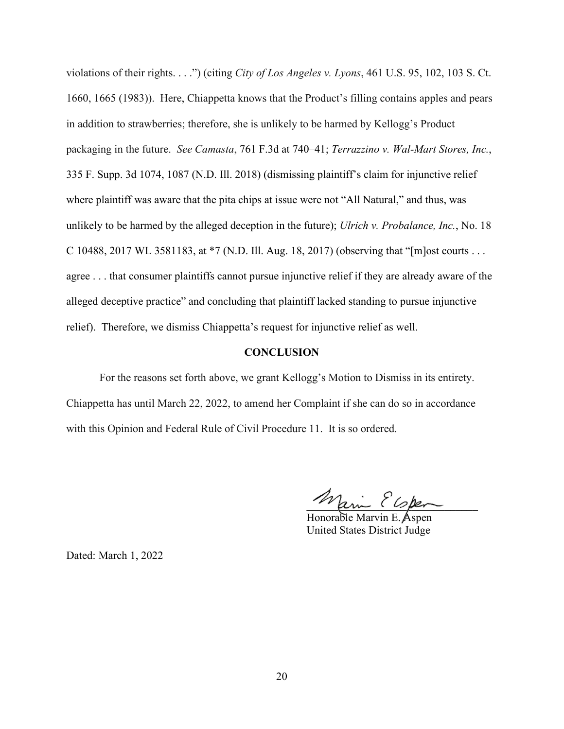violations of their rights. . . .") (citing *City of Los Angeles v. Lyons*, 461 U.S. 95, 102, 103 S. Ct. 1660, 1665 (1983)). Here, Chiappetta knows that the Product's filling contains apples and pears in addition to strawberries; therefore, she is unlikely to be harmed by Kellogg's Product packaging in the future. *See Camasta*, 761 F.3d at 740–41; *Terrazzino v. Wal-Mart Stores, Inc.*, 335 F. Supp. 3d 1074, 1087 (N.D. Ill. 2018) (dismissing plaintiff's claim for injunctive relief where plaintiff was aware that the pita chips at issue were not "All Natural," and thus, was unlikely to be harmed by the alleged deception in the future); *Ulrich v. Probalance, Inc.*, No. 18 C 10488, 2017 WL 3581183, at *7 (N.D. Ill. Aug. 18, 2017) (observing that "[m]ost courts . . . agree . . . that consumer plaintiffs cannot pursue injunctive relief if they are already aware of the alleged deceptive practice" and concluding that plaintiff lacked standing to pursue injunctive relief). Therefore, we dismiss Chiappetta's request for injunctive relief as well.

## CONCLUSION

For the reasons set forth above, we grant Kellogg's Motion to Dismiss in its entirety. Chiappetta has until March 22, 2022, to amend her Complaint if she can do so in accordance with this Opinion and Federal Rule of Civil Procedure 11. It is so ordered.

Honorable Marvin E. Aspen
United States District Judge

Dated: March 1, 2022